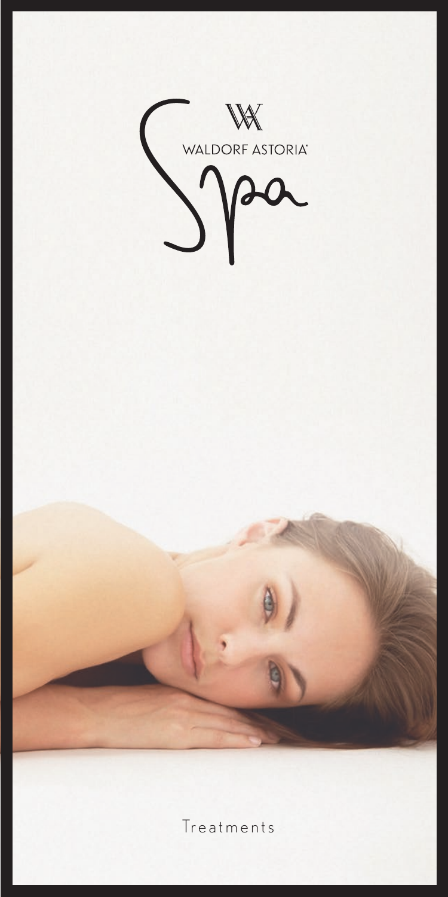WALDORF ASTORIA®

# Spa

Treatments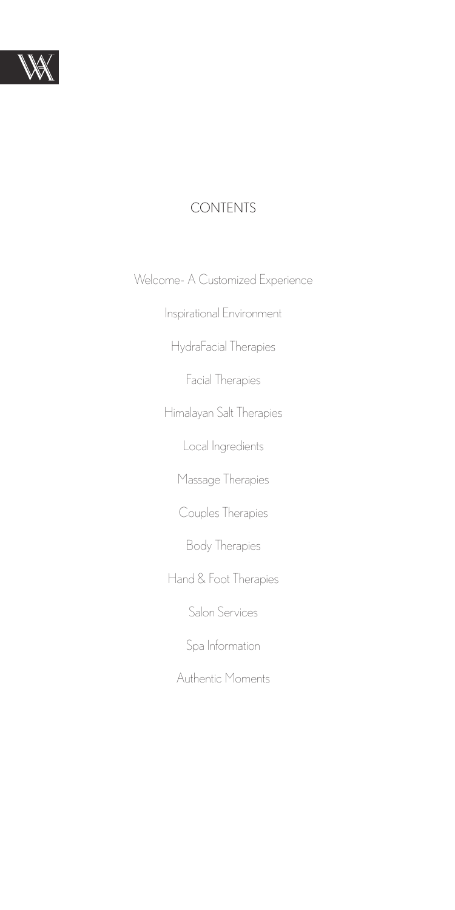# CONTENTS

Welcome- A Customized Experience

Inspirational Environment

HydraFacial Therapies

Facial Therapies

Himalayan Salt Therapies

Local Ingredients

Massage Therapies

Couples Therapies

Body Therapies

Hand & Foot Therapies

Salon Services

Spa Information

Authentic Moments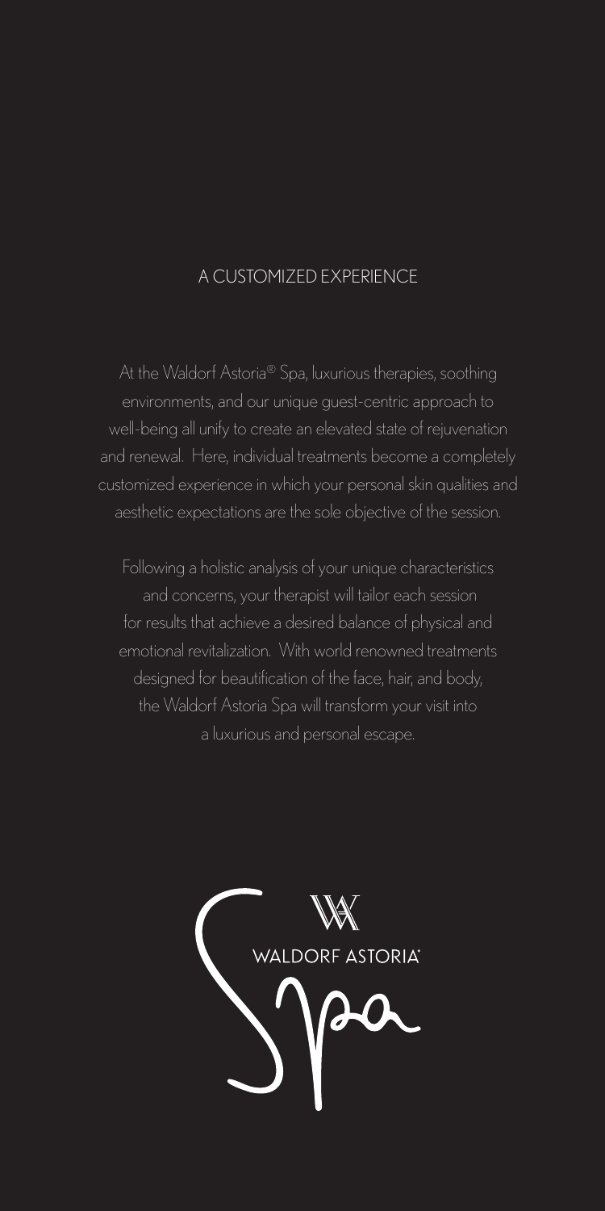# A CUSTOMIZED EXPERIENCE

At the Waldorf Astoria® Spa, luxurious therapies, soothing environments, and our unique guest-centric approach to well-being all unify to create an elevated state of rejuvenation and renewal. Here, individual treatments become a completely customized experience in which your personal skin qualities and aesthetic expectations are the sole objective of the session.

Following a holistic analysis of your unique characteristics and concerns, your therapist will tailor each session for results that achieve a desired balance of physical and emotional revitalization. With world renowned treatments designed for beautification of the face, hair, and body, the Waldorf Astoria Spa will transform your visit into a luxurious and personal escape.

WALDORF ASTORIA®

Spa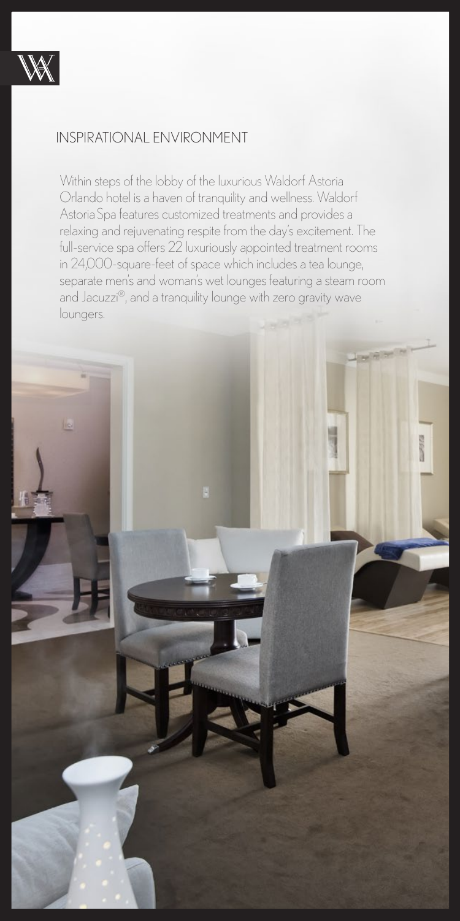## INSPIRATIONAL ENVIRONMENT

Within steps of the lobby of the luxurious Waldorf Astoria Orlando hotel is a haven of tranquility and wellness. Waldorf Astoria Spa features customized treatments and provides a relaxing and rejuvenating respite from the day's excitement. The full-service spa offers 22 luxuriously appointed treatment rooms in 24,000-square-feet of space which includes a tea lounge, separate men's and woman's wet lounges featuring a steam room and Jacuzzi®, and a tranquility lounge with zero gravity wave loungers.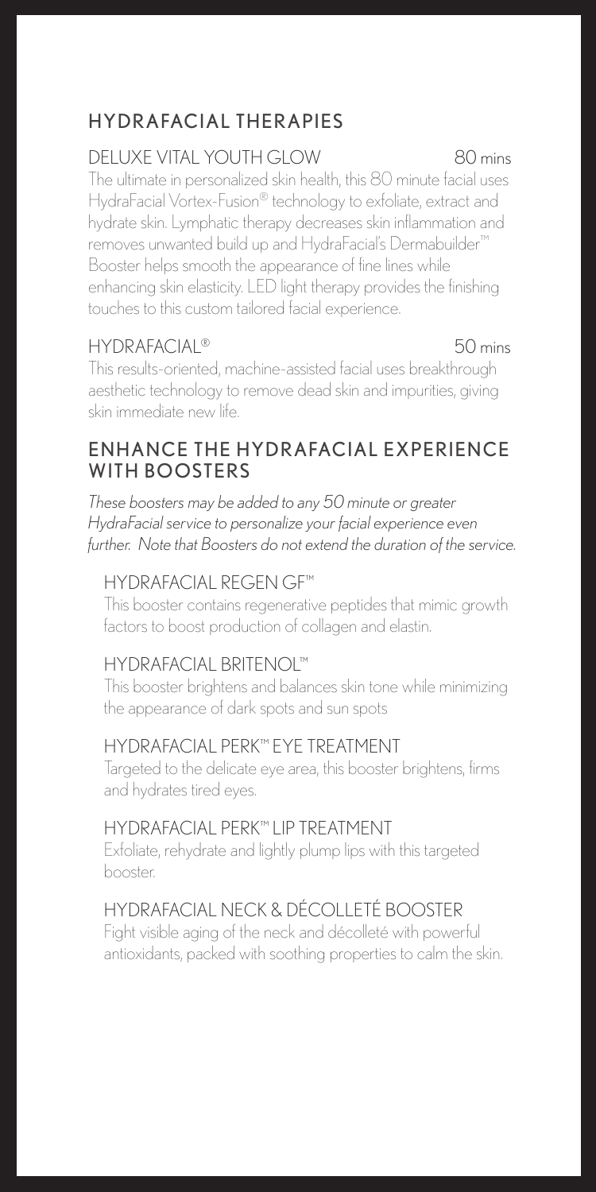## HYDRAFACIAL THERAPIES

### DELUXE VITAL YOUTH GLOW — 80 mins

The ultimate in personalized skin health, this 80 minute facial uses HydraFacial Vortex-Fusion® technology to exfoliate, extract and hydrate skin. Lymphatic therapy decreases skin inflammation and removes unwanted build up and HydraFacial's Dermabuilder™ Booster helps smooth the appearance of fine lines while enhancing skin elasticity. LED light therapy provides the finishing touches to this custom tailored facial experience.

### HYDRAFACIAL® — 50 mins

This results-oriented, machine-assisted facial uses breakthrough aesthetic technology to remove dead skin and impurities, giving skin immediate new life.

## ENHANCE THE HYDRAFACIAL EXPERIENCE WITH BOOSTERS

*These boosters may be added to any 50 minute or greater HydraFacial service to personalize your facial experience even further. Note that Boosters do not extend the duration of the service.*

### HYDRAFACIAL REGEN GF™

This booster contains regenerative peptides that mimic growth factors to boost production of collagen and elastin.

### HYDRAFACIAL BRITENOL™

This booster brightens and balances skin tone while minimizing the appearance of dark spots and sun spots

### HYDRAFACIAL PERK™ EYE TREATMENT

Targeted to the delicate eye area, this booster brightens, firms and hydrates tired eyes.

### HYDRAFACIAL PERK™ LIP TREATMENT

Exfoliate, rehydrate and lightly plump lips with this targeted booster.

### HYDRAFACIAL NECK & DÉCOLLETÉ BOOSTER

Fight visible aging of the neck and décolleté with powerful antioxidants, packed with soothing properties to calm the skin.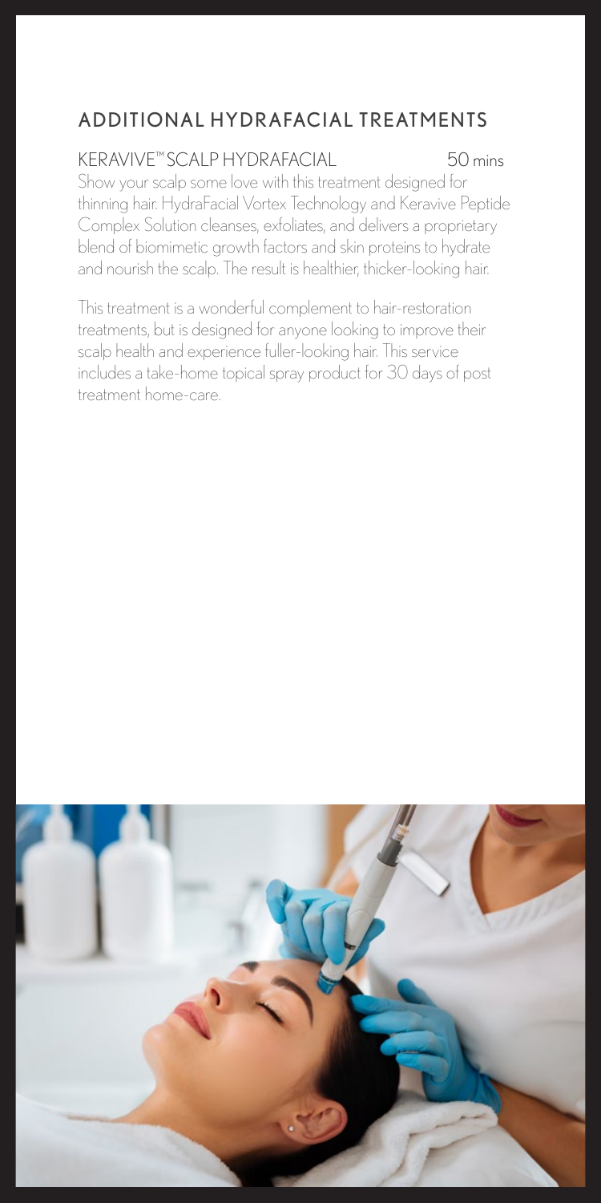## ADDITIONAL HYDRAFACIAL TREATMENTS

### KERAVIVE™ SCALP HYDRAFACIAL — 50 mins

Show your scalp some love with this treatment designed for thinning hair. HydraFacial Vortex Technology and Keravive Peptide Complex Solution cleanses, exfoliates, and delivers a proprietary blend of biomimetic growth factors and skin proteins to hydrate and nourish the scalp. The result is healthier, thicker-looking hair.

This treatment is a wonderful complement to hair-restoration treatments, but is designed for anyone looking to improve their scalp health and experience fuller-looking hair. This service includes a take-home topical spray product for 30 days of post treatment home-care.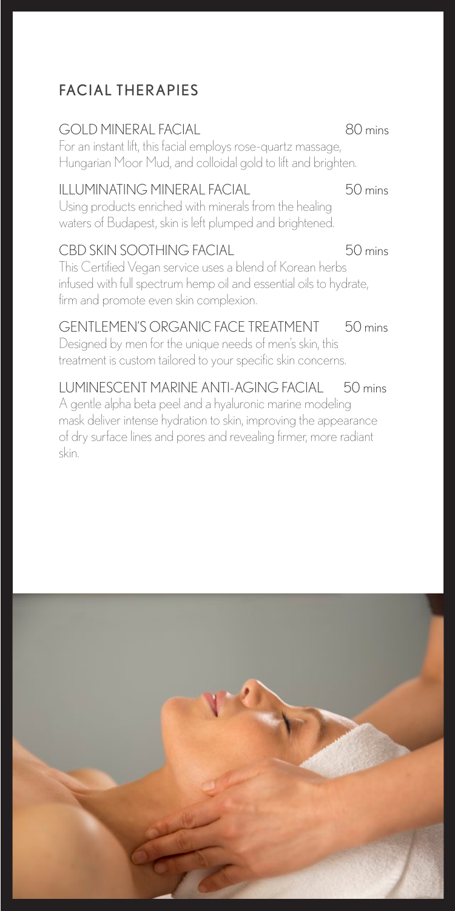## FACIAL THERAPIES

### GOLD MINERAL FACIAL — 80 mins

For an instant lift, this facial employs rose-quartz massage, Hungarian Moor Mud, and colloidal gold to lift and brighten.

### ILLUMINATING MINERAL FACIAL — 50 mins

Using products enriched with minerals from the healing waters of Budapest, skin is left plumped and brightened.

### CBD SKIN SOOTHING FACIAL — 50 mins

This Certified Vegan service uses a blend of Korean herbs infused with full spectrum hemp oil and essential oils to hydrate, firm and promote even skin complexion.

### GENTLEMEN'S ORGANIC FACE TREATMENT — 50 mins

Designed by men for the unique needs of men's skin, this treatment is custom tailored to your specific skin concerns.

### LUMINESCENT MARINE ANTI-AGING FACIAL — 50 mins

A gentle alpha beta peel and a hyaluronic marine modeling mask deliver intense hydration to skin, improving the appearance of dry surface lines and pores and revealing firmer, more radiant skin.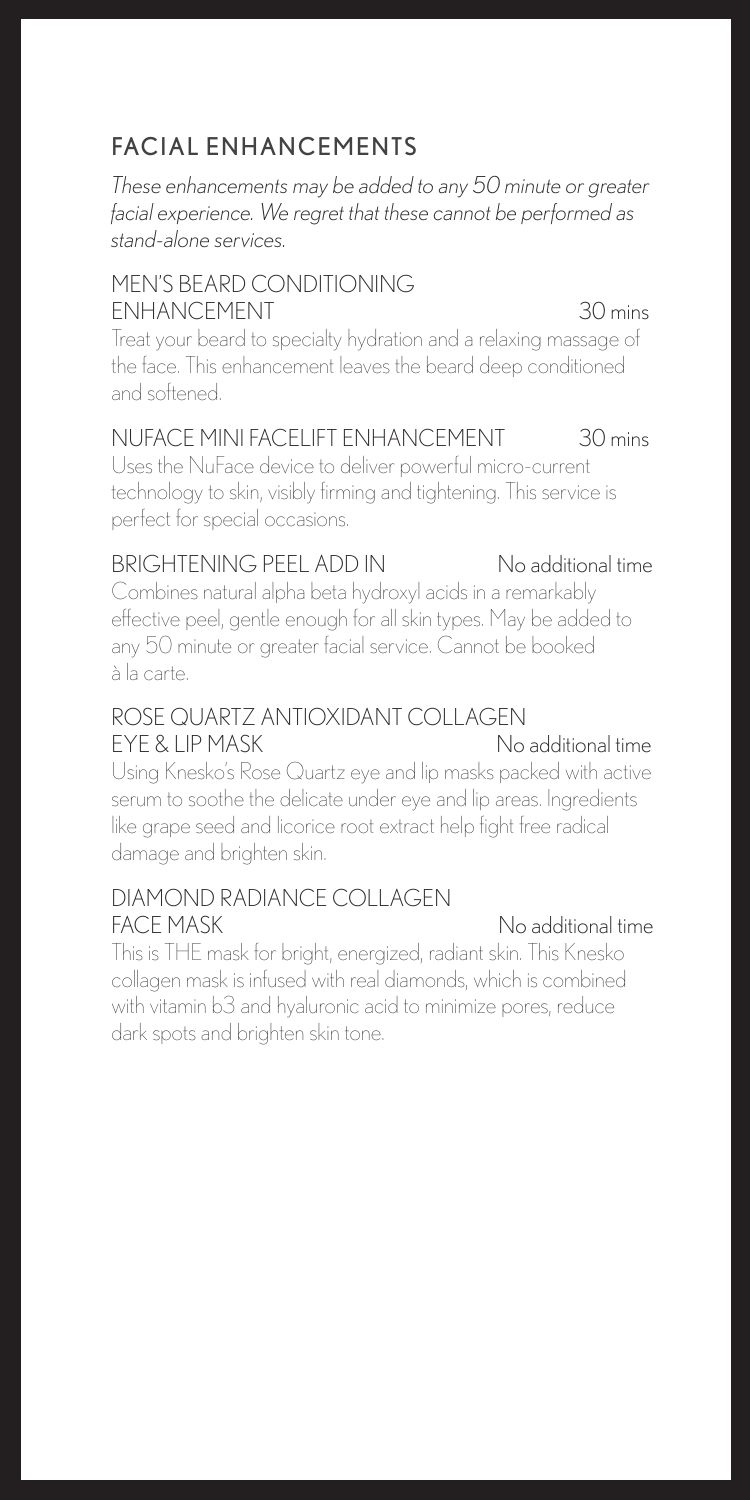## FACIAL ENHANCEMENTS

*These enhancements may be added to any 50 minute or greater facial experience. We regret that these cannot be performed as stand-alone services.*

### MEN'S BEARD CONDITIONING ENHANCEMENT — 30 mins

Treat your beard to specialty hydration and a relaxing massage of the face. This enhancement leaves the beard deep conditioned and softened.

### NUFACE MINI FACELIFT ENHANCEMENT — 30 mins

Uses the NuFace device to deliver powerful micro-current technology to skin, visibly firming and tightening. This service is perfect for special occasions.

### BRIGHTENING PEEL ADD IN — No additional time

Combines natural alpha beta hydroxyl acids in a remarkably effective peel, gentle enough for all skin types. May be added to any 50 minute or greater facial service. Cannot be booked à la carte.

### ROSE QUARTZ ANTIOXIDANT COLLAGEN EYE & LIP MASK — No additional time

Using Knesko's Rose Quartz eye and lip masks packed with active serum to soothe the delicate under eye and lip areas. Ingredients like grape seed and licorice root extract help fight free radical damage and brighten skin.

### DIAMOND RADIANCE COLLAGEN FACE MASK — No additional time

This is THE mask for bright, energized, radiant skin. This Knesko collagen mask is infused with real diamonds, which is combined with vitamin b3 and hyaluronic acid to minimize pores, reduce dark spots and brighten skin tone.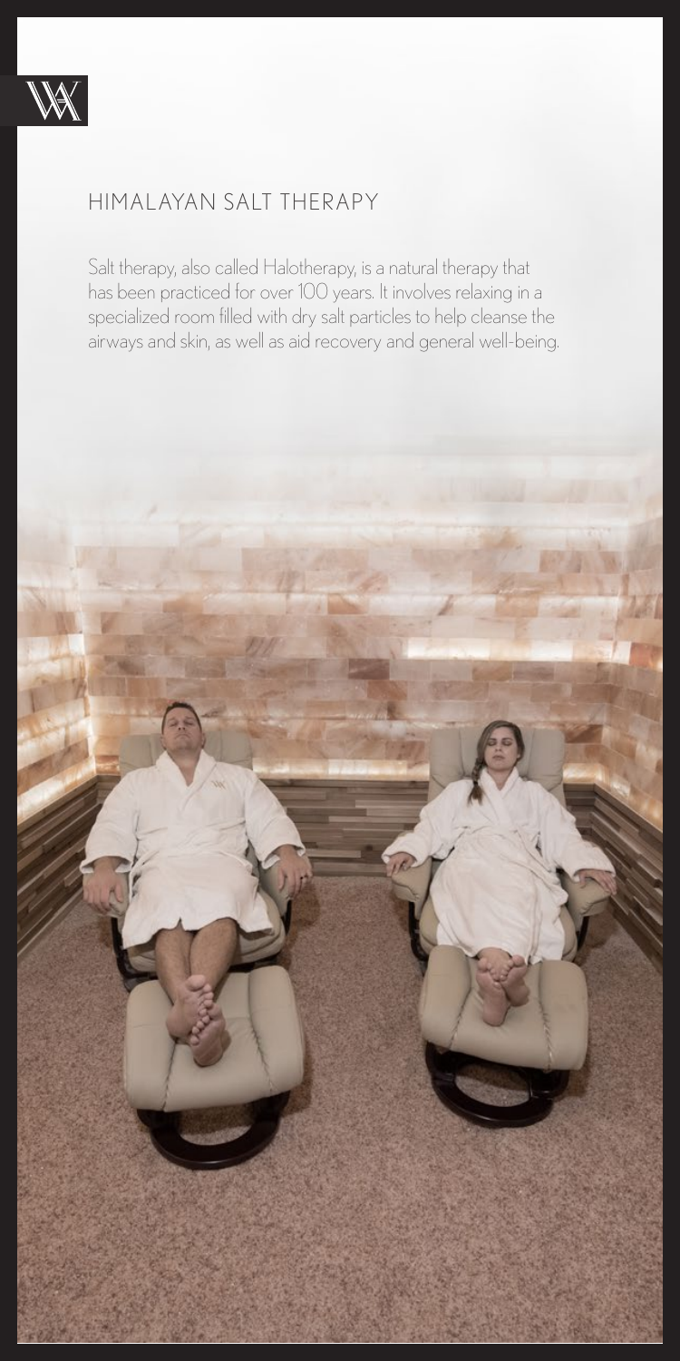## HIMALAYAN SALT THERAPY

Salt therapy, also called Halotherapy, is a natural therapy that has been practiced for over 100 years. It involves relaxing in a specialized room filled with dry salt particles to help cleanse the airways and skin, as well as aid recovery and general well-being.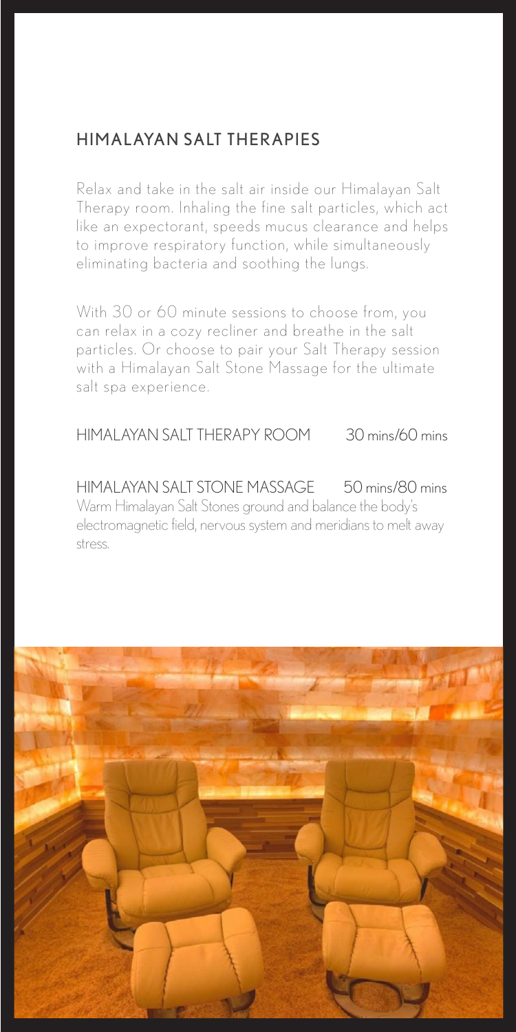## HIMALAYAN SALT THERAPIES

Relax and take in the salt air inside our Himalayan Salt Therapy room. Inhaling the fine salt particles, which act like an expectorant, speeds mucus clearance and helps to improve respiratory function, while simultaneously eliminating bacteria and soothing the lungs.

With 30 or 60 minute sessions to choose from, you can relax in a cozy recliner and breathe in the salt particles. Or choose to pair your Salt Therapy session with a Himalayan Salt Stone Massage for the ultimate salt spa experience.

HIMALAYAN SALT THERAPY ROOM 30 mins/60 mins

HIMALAYAN SALT STONE MASSAGE 50 mins/80 mins
Warm Himalayan Salt Stones ground and balance the body's electromagnetic field, nervous system and meridians to melt away stress.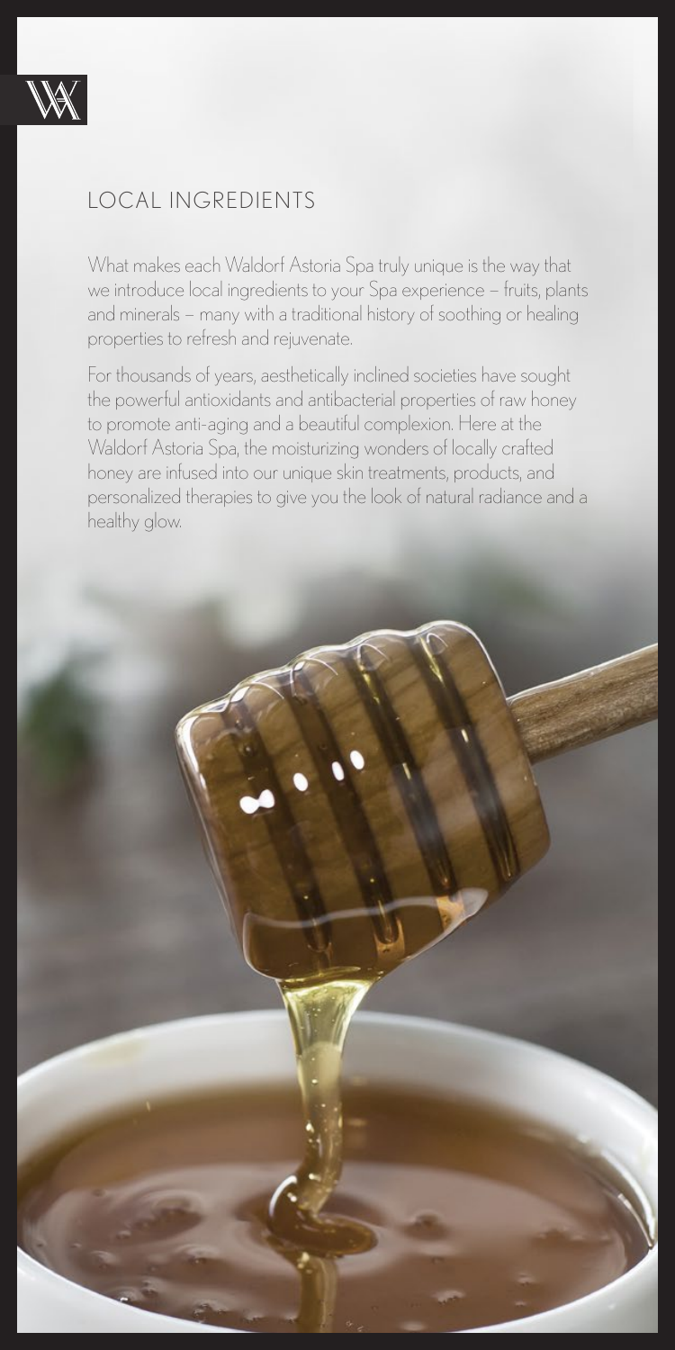## LOCAL INGREDIENTS

What makes each Waldorf Astoria Spa truly unique is the way that we introduce local ingredients to your Spa experience – fruits, plants and minerals – many with a traditional history of soothing or healing properties to refresh and rejuvenate.

For thousands of years, aesthetically inclined societies have sought the powerful antioxidants and antibacterial properties of raw honey to promote anti-aging and a beautiful complexion. Here at the Waldorf Astoria Spa, the moisturizing wonders of locally crafted honey are infused into our unique skin treatments, products, and personalized therapies to give you the look of natural radiance and a healthy glow.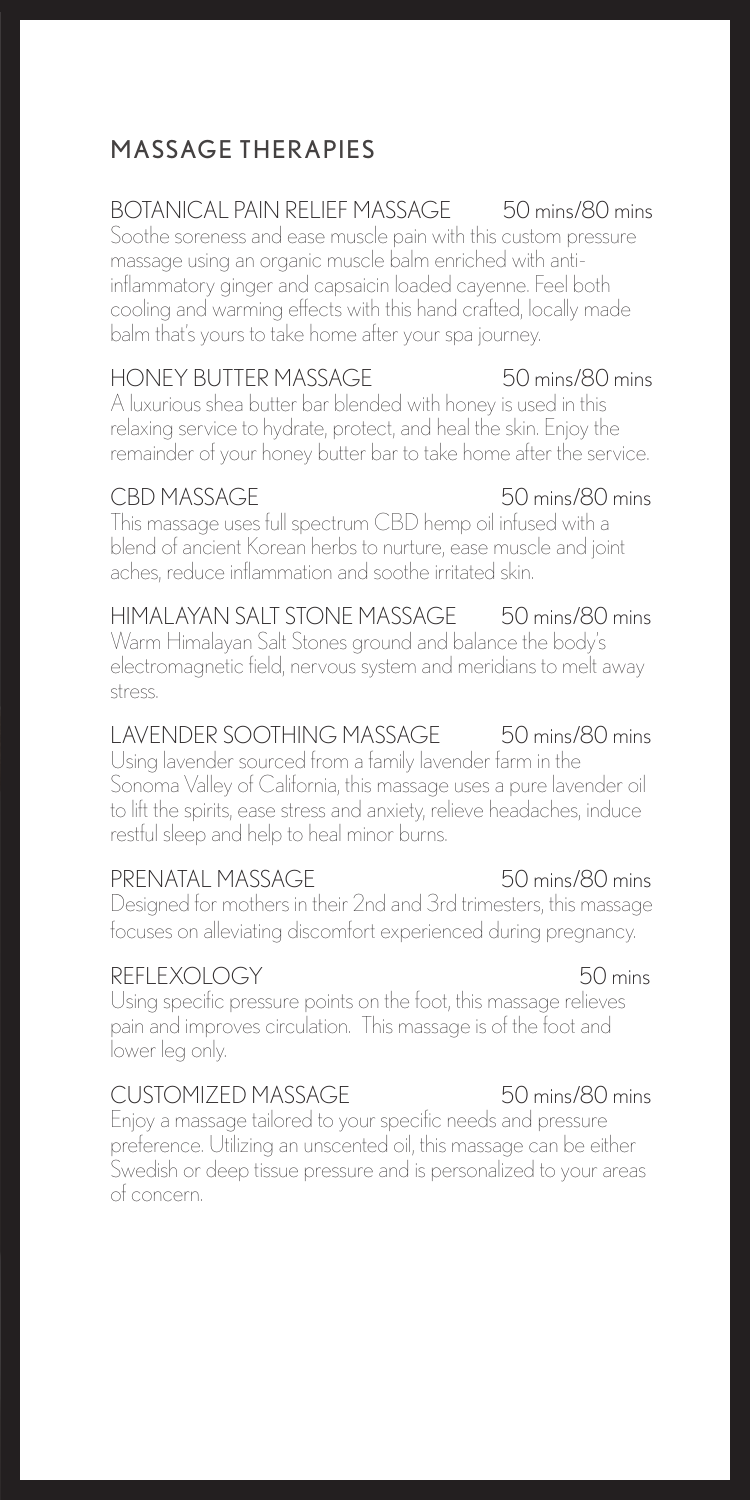## MASSAGE THERAPIES

### BOTANICAL PAIN RELIEF MASSAGE — 50 mins/80 mins

Soothe soreness and ease muscle pain with this custom pressure massage using an organic muscle balm enriched with anti-inflammatory ginger and capsaicin loaded cayenne. Feel both cooling and warming effects with this hand crafted, locally made balm that's yours to take home after your spa journey.

### HONEY BUTTER MASSAGE — 50 mins/80 mins

A luxurious shea butter bar blended with honey is used in this relaxing service to hydrate, protect, and heal the skin. Enjoy the remainder of your honey butter bar to take home after the service.

### CBD MASSAGE — 50 mins/80 mins

This massage uses full spectrum CBD hemp oil infused with a blend of ancient Korean herbs to nurture, ease muscle and joint aches, reduce inflammation and soothe irritated skin.

### HIMALAYAN SALT STONE MASSAGE — 50 mins/80 mins

Warm Himalayan Salt Stones ground and balance the body's electromagnetic field, nervous system and meridians to melt away stress.

### LAVENDER SOOTHING MASSAGE — 50 mins/80 mins

Using lavender sourced from a family lavender farm in the Sonoma Valley of California, this massage uses a pure lavender oil to lift the spirits, ease stress and anxiety, relieve headaches, induce restful sleep and help to heal minor burns.

### PRENATAL MASSAGE — 50 mins/80 mins

Designed for mothers in their 2nd and 3rd trimesters, this massage focuses on alleviating discomfort experienced during pregnancy.

### REFLEXOLOGY — 50 mins

Using specific pressure points on the foot, this massage relieves pain and improves circulation. This massage is of the foot and lower leg only.

### CUSTOMIZED MASSAGE — 50 mins/80 mins

Enjoy a massage tailored to your specific needs and pressure preference. Utilizing an unscented oil, this massage can be either Swedish or deep tissue pressure and is personalized to your areas of concern.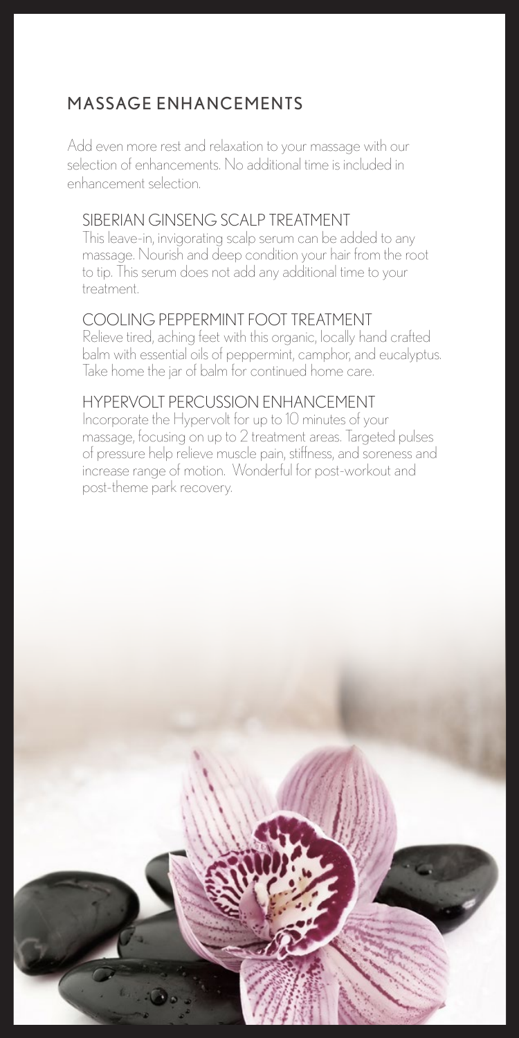## MASSAGE ENHANCEMENTS

Add even more rest and relaxation to your massage with our selection of enhancements. No additional time is included in enhancement selection.

### SIBERIAN GINSENG SCALP TREATMENT

This leave-in, invigorating scalp serum can be added to any massage. Nourish and deep condition your hair from the root to tip. This serum does not add any additional time to your treatment.

### COOLING PEPPERMINT FOOT TREATMENT

Relieve tired, aching feet with this organic, locally hand crafted balm with essential oils of peppermint, camphor, and eucalyptus. Take home the jar of balm for continued home care.

### HYPERVOLT PERCUSSION ENHANCEMENT

Incorporate the Hypervolt for up to 10 minutes of your massage, focusing on up to 2 treatment areas. Targeted pulses of pressure help relieve muscle pain, stiffness, and soreness and increase range of motion. Wonderful for post-workout and post-theme park recovery.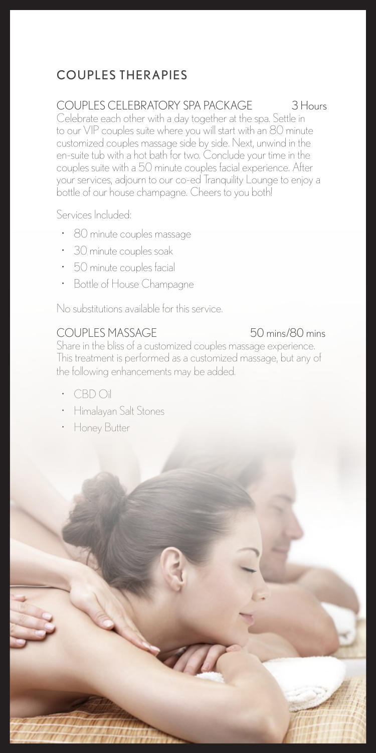## COUPLES THERAPIES

### COUPLES CELEBRATORY SPA PACKAGE — 3 Hours

Celebrate each other with a day together at the spa. Settle in to our VIP couples suite where you will start with an 80 minute customized couples massage side by side. Next, unwind in the en-suite tub with a hot bath for two. Conclude your time in the couples suite with a 50 minute couples facial experience. After your services, adjourn to our co-ed Tranquility Lounge to enjoy a bottle of our house champagne. Cheers to you both!

Services Included:

- 80 minute couples massage
- 30 minute couples soak
- 50 minute couples facial
- Bottle of House Champagne

No substitutions available for this service.

### COUPLES MASSAGE — 50 mins/80 mins

Share in the bliss of a customized couples massage experience. This treatment is performed as a customized massage, but any of the following enhancements may be added.

- CBD Oil
- Himalayan Salt Stones
- Honey Butter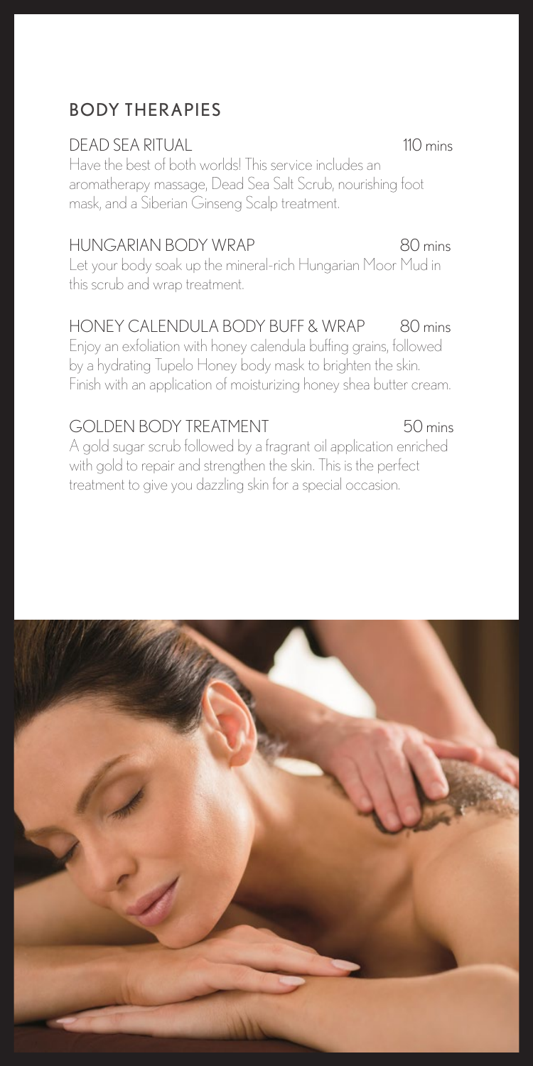## BODY THERAPIES

### DEAD SEA RITUAL — 110 mins

Have the best of both worlds! This service includes an aromatherapy massage, Dead Sea Salt Scrub, nourishing foot mask, and a Siberian Ginseng Scalp treatment.

### HUNGARIAN BODY WRAP — 80 mins

Let your body soak up the mineral-rich Hungarian Moor Mud in this scrub and wrap treatment.

### HONEY CALENDULA BODY BUFF & WRAP — 80 mins

Enjoy an exfoliation with honey calendula buffing grains, followed by a hydrating Tupelo Honey body mask to brighten the skin. Finish with an application of moisturizing honey shea butter cream.

### GOLDEN BODY TREATMENT — 50 mins

A gold sugar scrub followed by a fragrant oil application enriched with gold to repair and strengthen the skin. This is the perfect treatment to give you dazzling skin for a special occasion.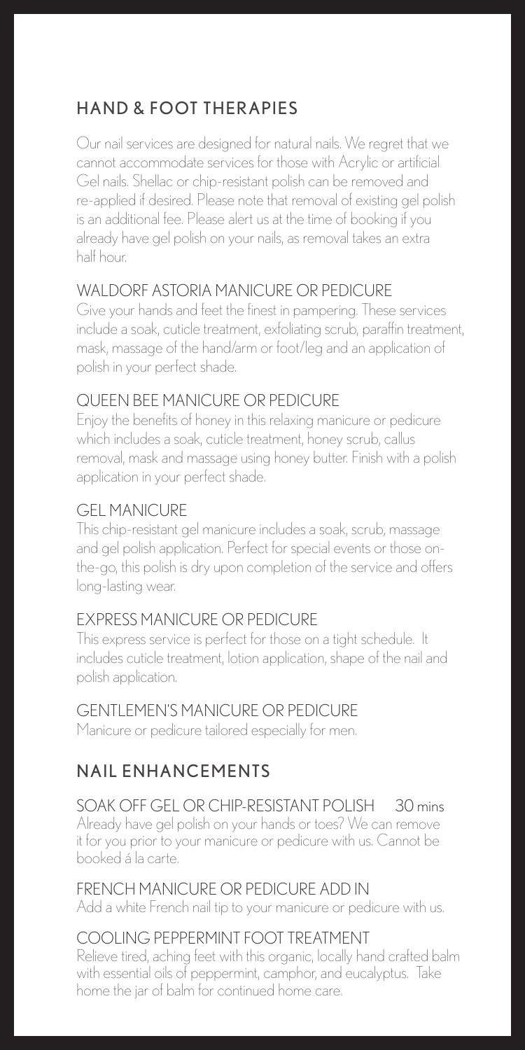## HAND & FOOT THERAPIES

Our nail services are designed for natural nails. We regret that we cannot accommodate services for those with Acrylic or artificial Gel nails. Shellac or chip-resistant polish can be removed and re-applied if desired. Please note that removal of existing gel polish is an additional fee. Please alert us at the time of booking if you already have gel polish on your nails, as removal takes an extra half hour.

### WALDORF ASTORIA MANICURE OR PEDICURE

Give your hands and feet the finest in pampering. These services include a soak, cuticle treatment, exfoliating scrub, paraffin treatment, mask, massage of the hand/arm or foot/leg and an application of polish in your perfect shade.

### QUEEN BEE MANICURE OR PEDICURE

Enjoy the benefits of honey in this relaxing manicure or pedicure which includes a soak, cuticle treatment, honey scrub, callus removal, mask and massage using honey butter. Finish with a polish application in your perfect shade.

### GEL MANICURE

This chip-resistant gel manicure includes a soak, scrub, massage and gel polish application. Perfect for special events or those on-the-go, this polish is dry upon completion of the service and offers long-lasting wear.

### EXPRESS MANICURE OR PEDICURE

This express service is perfect for those on a tight schedule. It includes cuticle treatment, lotion application, shape of the nail and polish application.

### GENTLEMEN'S MANICURE OR PEDICURE

Manicure or pedicure tailored especially for men.

## NAIL ENHANCEMENTS

### SOAK OFF GEL OR CHIP-RESISTANT POLISH 30 mins

Already have gel polish on your hands or toes? We can remove it for you prior to your manicure or pedicure with us. Cannot be booked á la carte.

### FRENCH MANICURE OR PEDICURE ADD IN

Add a white French nail tip to your manicure or pedicure with us.

### COOLING PEPPERMINT FOOT TREATMENT

Relieve tired, aching feet with this organic, locally hand crafted balm with essential oils of peppermint, camphor, and eucalyptus. Take home the jar of balm for continued home care.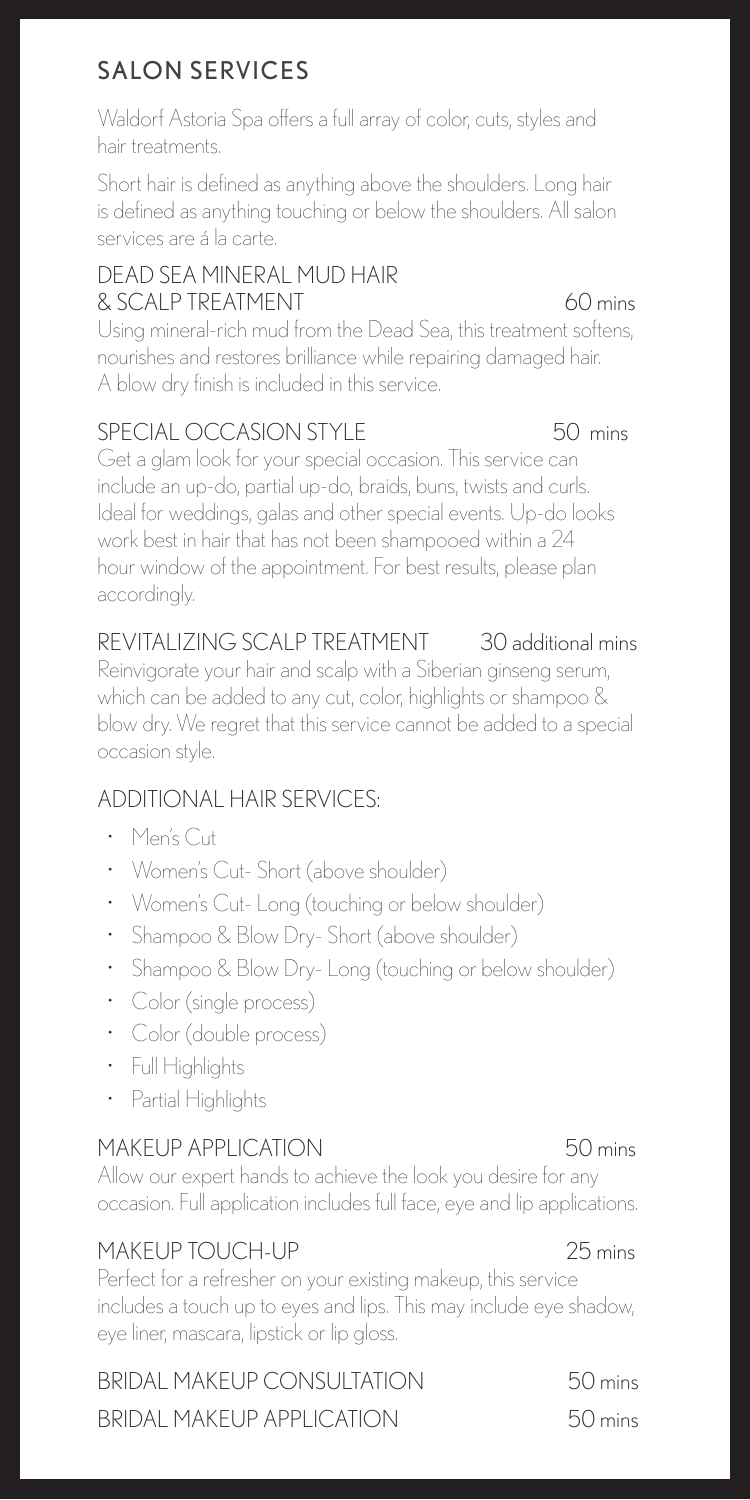## SALON SERVICES

Waldorf Astoria Spa offers a full array of color, cuts, styles and hair treatments.

Short hair is defined as anything above the shoulders. Long hair is defined as anything touching or below the shoulders. All salon services are á la carte.

### DEAD SEA MINERAL MUD HAIR & SCALP TREATMENT — 60 mins

Using mineral-rich mud from the Dead Sea, this treatment softens, nourishes and restores brilliance while repairing damaged hair. A blow dry finish is included in this service.

### SPECIAL OCCASION STYLE — 50 mins

Get a glam look for your special occasion. This service can include an up-do, partial up-do, braids, buns, twists and curls. Ideal for weddings, galas and other special events. Up-do looks work best in hair that has not been shampooed within a 24 hour window of the appointment. For best results, please plan accordingly.

### REVITALIZING SCALP TREATMENT — 30 additional mins

Reinvigorate your hair and scalp with a Siberian ginseng serum, which can be added to any cut, color, highlights or shampoo & blow dry. We regret that this service cannot be added to a special occasion style.

### ADDITIONAL HAIR SERVICES:

- Men's Cut
- Women's Cut- Short (above shoulder)
- Women's Cut- Long (touching or below shoulder)
- Shampoo & Blow Dry- Short (above shoulder)
- Shampoo & Blow Dry- Long (touching or below shoulder)
- Color (single process)
- Color (double process)
- Full Highlights
- Partial Highlights

### MAKEUP APPLICATION — 50 mins

Allow our expert hands to achieve the look you desire for any occasion. Full application includes full face, eye and lip applications.

### MAKEUP TOUCH-UP — 25 mins

Perfect for a refresher on your existing makeup, this service includes a touch up to eyes and lips. This may include eye shadow, eye liner, mascara, lipstick or lip gloss.

### BRIDAL MAKEUP CONSULTATION — 50 mins

### BRIDAL MAKEUP APPLICATION — 50 mins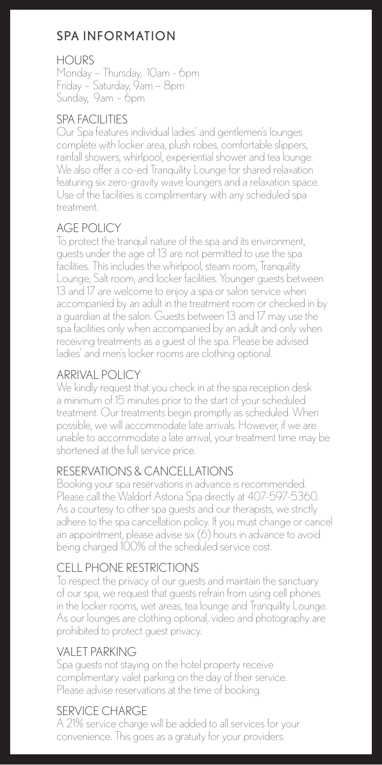# SPA INFORMATION

## HOURS

Monday – Thursday, 10am - 6pm
Friday – Saturday, 9am – 8pm
Sunday, 9am – 6pm

## SPA FACILITIES

Our Spa features individual ladies' and gentlemen's lounges complete with locker area, plush robes, comfortable slippers, rainfall showers, whirlpool, experiential shower and tea lounge. We also offer a co-ed Tranquility Lounge for shared relaxation featuring six zero-gravity wave loungers and a relaxation space. Use of the facilities is complimentary with any scheduled spa treatment.

## AGE POLICY

To protect the tranquil nature of the spa and its environment, guests under the age of 13 are not permitted to use the spa facilities. This includes the whirlpool, steam room, Tranquility Lounge, Salt room, and locker facilities. Younger guests between 13 and 17 are welcome to enjoy a spa or salon service when accompanied by an adult in the treatment room or checked in by a guardian at the salon. Guests between 13 and 17 may use the spa facilities only when accompanied by an adult and only when receiving treatments as a guest of the spa. Please be advised ladies' and men's locker rooms are clothing optional.

## ARRIVAL POLICY

We kindly request that you check in at the spa reception desk a minimum of 15 minutes prior to the start of your scheduled treatment. Our treatments begin promptly as scheduled. When possible, we will accommodate late arrivals. However, if we are unable to accommodate a late arrival, your treatment time may be shortened at the full service price.

## RESERVATIONS & CANCELLATIONS

Booking your spa reservations in advance is recommended. Please call the Waldorf Astoria Spa directly at 407-597-5360. As a courtesy to other spa guests and our therapists, we strictly adhere to the spa cancellation policy. If you must change or cancel an appointment, please advise six (6) hours in advance to avoid being charged 100% of the scheduled service cost.

## CELL PHONE RESTRICTIONS

To respect the privacy of our guests and maintain the sanctuary of our spa, we request that guests refrain from using cell phones in the locker rooms, wet areas, tea lounge and Tranquility Lounge. As our lounges are clothing optional, video and photography are prohibited to protect guest privacy.

## VALET PARKING

Spa guests not staying on the hotel property receive complimentary valet parking on the day of their service. Please advise reservations at the time of booking.

## SERVICE CHARGE

A 21% service charge will be added to all services for your convenience. This goes as a gratuity for your providers.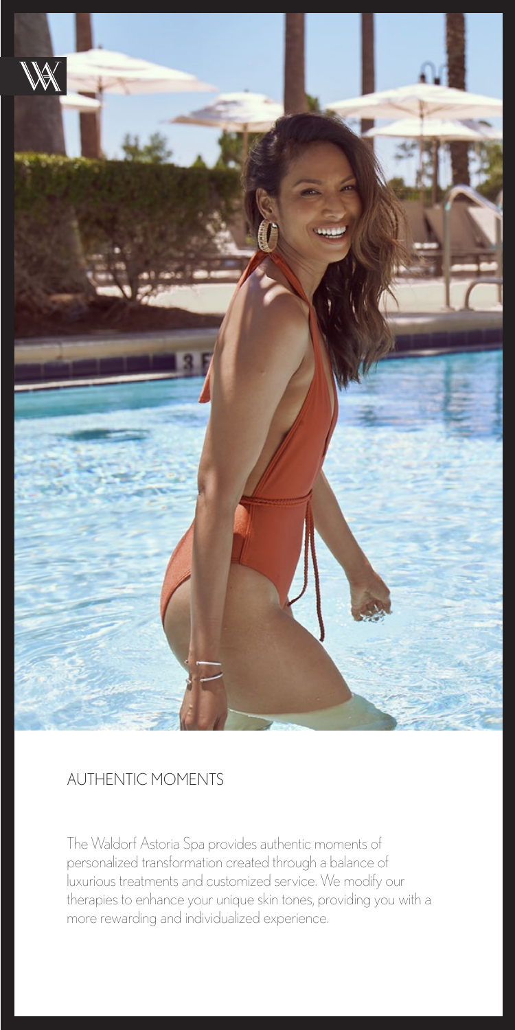## AUTHENTIC MOMENTS

The Waldorf Astoria Spa provides authentic moments of personalized transformation created through a balance of luxurious treatments and customized service. We modify our therapies to enhance your unique skin tones, providing you with a more rewarding and individualized experience.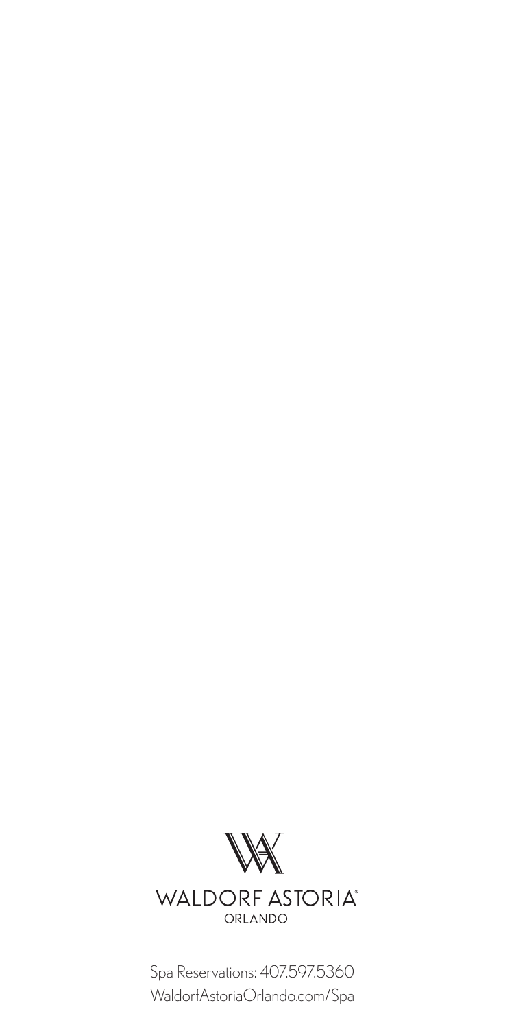WALDORF ASTORIA®

ORLANDO

Spa Reservations: 407.597.5360

WaldorfAstoriaOrlando.com/Spa